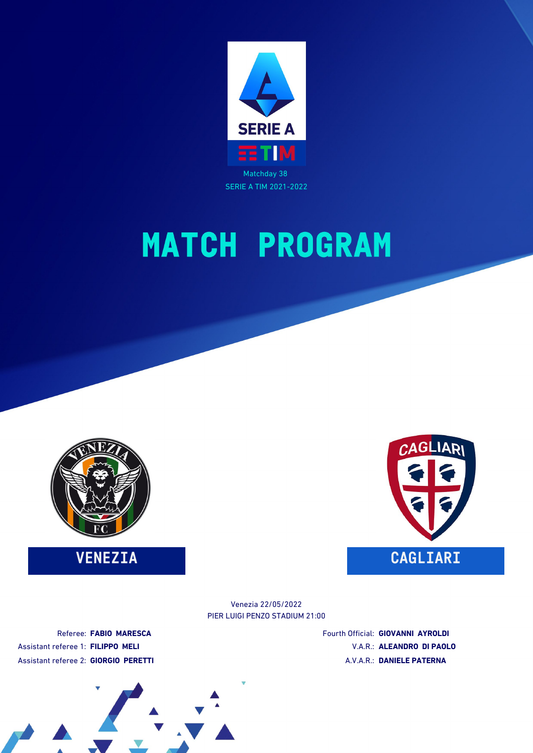SERIE A TIM

Matchday 38

SERIE A TIM 2021-2022

# MATCH PROGRAM

**VENEZIA**

**CAGLIARI**

Venezia 22/05/2022

PIER LUIGI PENZO STADIUM 21:00

Referee: **FABIO MARESCA**

Assistant referee 1: **FILIPPO MELI**

Assistant referee 2: **GIORGIO PERETTI**

Fourth Official: **GIOVANNI AYROLDI**

V.A.R.: **ALEANDRO DI PAOLO**

A.V.A.R.: **DANIELE PATERNA**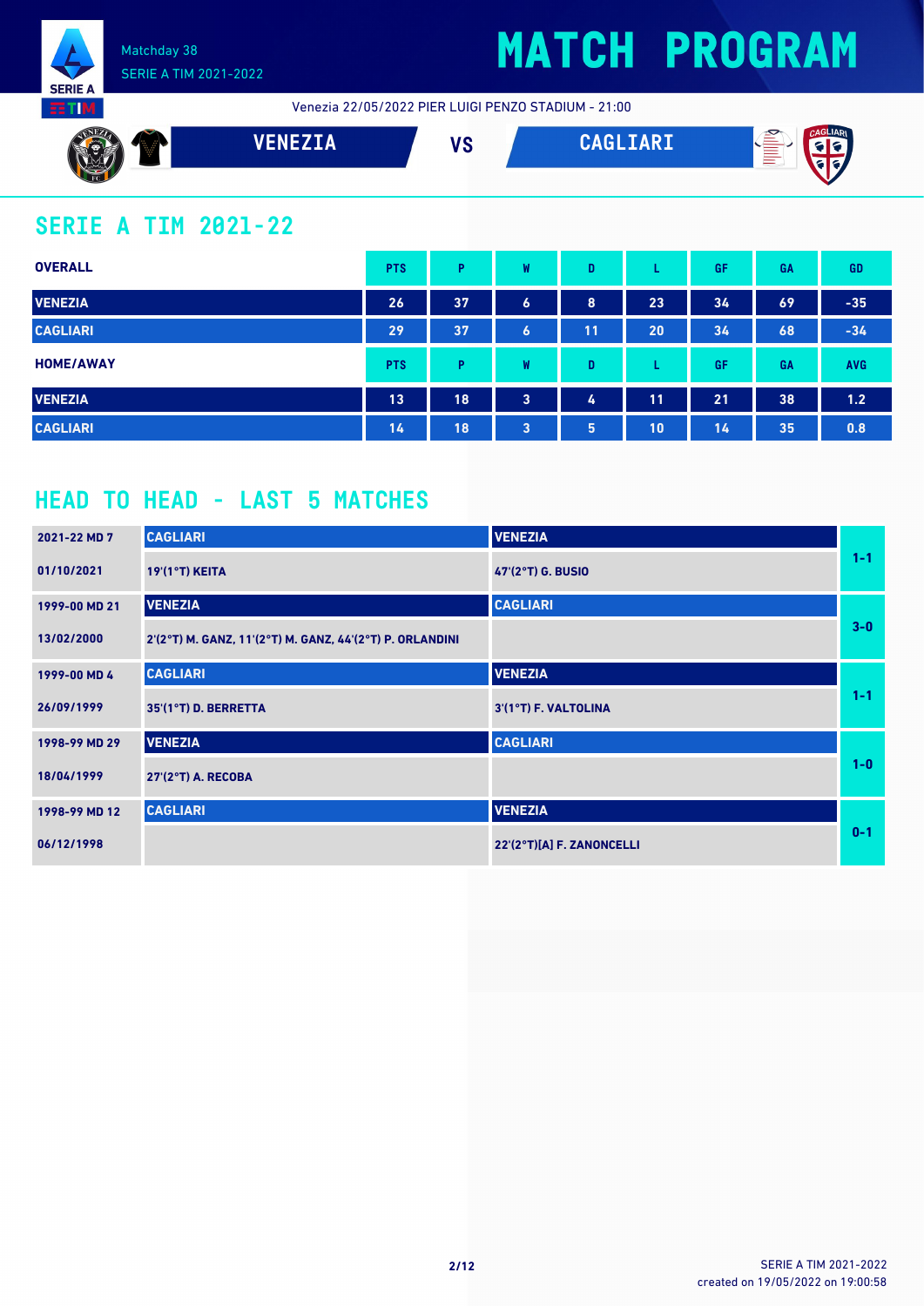Matchday 38
SERIE A TIM 2021-2022

# MATCH PROGRAM

Venezia 22/05/2022 PIER LUIGI PENZO STADIUM - 21:00

**VENEZIA** VS **CAGLIARI**

## SERIE A TIM 2021-22

| OVERALL | PTS | P | W | D | L | GF | GA | GD |
|---|---|---|---|---|---|---|---|---|
| VENEZIA | 26 | 37 | 6 | 8 | 23 | 34 | 69 | -35 |
| CAGLIARI | 29 | 37 | 6 | 11 | 20 | 34 | 68 | -34 |

| HOME/AWAY | PTS | P | W | D | L | GF | GA | AVG |
|---|---|---|---|---|---|---|---|---|
| VENEZIA | 13 | 18 | 3 | 4 | 11 | 21 | 38 | 1.2 |
| CAGLIARI | 14 | 18 | 3 | 5 | 10 | 14 | 35 | 0.8 |

## HEAD TO HEAD - LAST 5 MATCHES

| Match | Home | Away | Result |
|---|---|---|---|
| 2021-22 MD 7 | CAGLIARI | VENEZIA | 1-1 |
| 01/10/2021 | 19'(1°T) KEITA | 47'(2°T) G. BUSIO | |
| 1999-00 MD 21 | VENEZIA | CAGLIARI | 3-0 |
| 13/02/2000 | 2'(2°T) M. GANZ, 11'(2°T) M. GANZ, 44'(2°T) P. ORLANDINI | | |
| 1999-00 MD 4 | CAGLIARI | VENEZIA | 1-1 |
| 26/09/1999 | 35'(1°T) D. BERRETTA | 3'(1°T) F. VALTOLINA | |
| 1998-99 MD 29 | VENEZIA | CAGLIARI | 1-0 |
| 18/04/1999 | 27'(2°T) A. RECOBA | | |
| 1998-99 MD 12 | CAGLIARI | VENEZIA | 0-1 |
| 06/12/1998 | | 22'(2°T)[A] F. ZANONCELLI | |

SERIE A TIM 2021-2022
created on 19/05/2022 on 19:00:58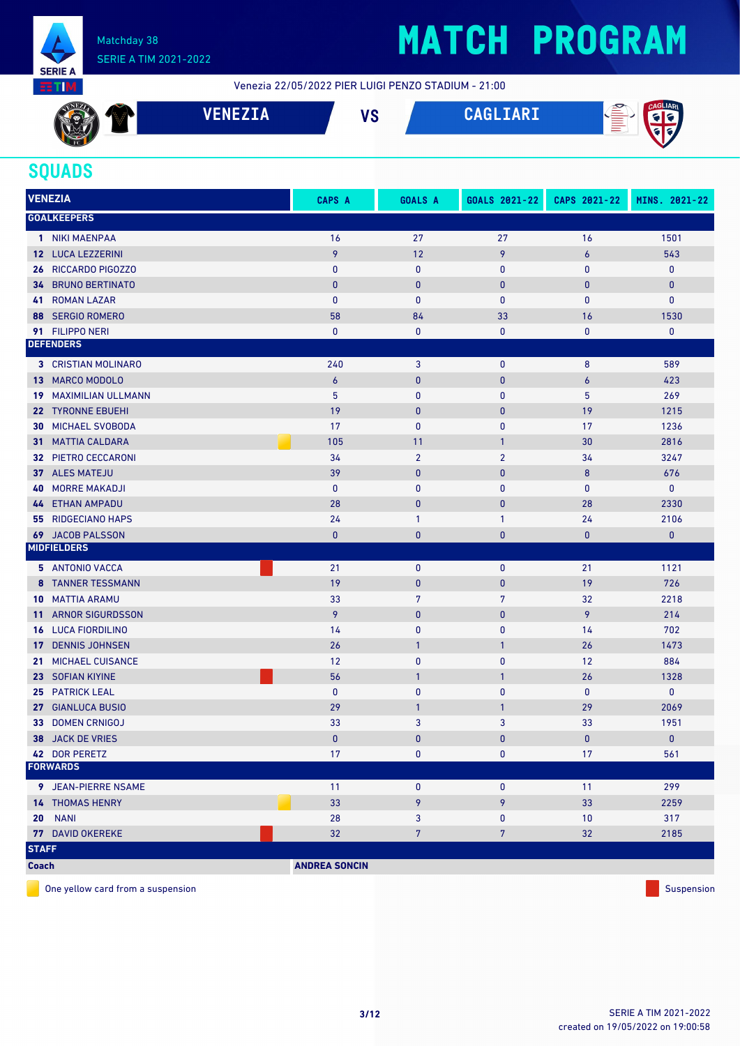Matchday 38
SERIE A TIM 2021-2022

# MATCH PROGRAM

Venezia 22/05/2022 PIER LUIGI PENZO STADIUM - 21:00

**VENEZIA** VS **CAGLIARI**

## SQUADS

| VENEZIA | | CAPS A | GOALS A | GOALS 2021-22 | CAPS 2021-22 | MINS. 2021-22 |
|---|---|---|---|---|---|---|
| **GOALKEEPERS** | | | | | | |
| 1 | NIKI MAENPAA | 16 | 27 | 27 | 16 | 1501 |
| 12 | LUCA LEZZERINI | 9 | 12 | 9 | 6 | 543 |
| 26 | RICCARDO PIGOZZO | 0 | 0 | 0 | 0 | 0 |
| 34 | BRUNO BERTINATO | 0 | 0 | 0 | 0 | 0 |
| 41 | ROMAN LAZAR | 0 | 0 | 0 | 0 | 0 |
| 88 | SERGIO ROMERO | 58 | 84 | 33 | 16 | 1530 |
| 91 | FILIPPO NERI | 0 | 0 | 0 | 0 | 0 |
| **DEFENDERS** | | | | | | |
| 3 | CRISTIAN MOLINARO | 240 | 3 | 0 | 8 | 589 |
| 13 | MARCO MODOLO | 6 | 0 | 0 | 6 | 423 |
| 19 | MAXIMILIAN ULLMANN | 5 | 0 | 0 | 5 | 269 |
| 22 | TYRONNE EBUEHI | 19 | 0 | 0 | 19 | 1215 |
| 30 | MICHAEL SVOBODA | 17 | 0 | 0 | 17 | 1236 |
| 31 | MATTIA CALDARA (One yellow card from a suspension) | 105 | 11 | 1 | 30 | 2816 |
| 32 | PIETRO CECCARONI | 34 | 2 | 2 | 34 | 3247 |
| 37 | ALES MATEJU | 39 | 0 | 0 | 8 | 676 |
| 40 | MORRE MAKADJI | 0 | 0 | 0 | 0 | 0 |
| 44 | ETHAN AMPADU | 28 | 0 | 0 | 28 | 2330 |
| 55 | RIDGECIANO HAPS | 24 | 1 | 1 | 24 | 2106 |
| 69 | JACOB PALSSON | 0 | 0 | 0 | 0 | 0 |
| **MIDFIELDERS** | | | | | | |
| 5 | ANTONIO VACCA (Suspension) | 21 | 0 | 0 | 21 | 1121 |
| 8 | TANNER TESSMANN | 19 | 0 | 0 | 19 | 726 |
| 10 | MATTIA ARAMU | 33 | 7 | 7 | 32 | 2218 |
| 11 | ARNOR SIGURDSSON | 9 | 0 | 0 | 9 | 214 |
| 16 | LUCA FIORDILINO | 14 | 0 | 0 | 14 | 702 |
| 17 | DENNIS JOHNSEN | 26 | 1 | 1 | 26 | 1473 |
| 21 | MICHAEL CUISANCE | 12 | 0 | 0 | 12 | 884 |
| 23 | SOFIAN KIYINE (Suspension) | 56 | 1 | 1 | 26 | 1328 |
| 25 | PATRICK LEAL | 0 | 0 | 0 | 0 | 0 |
| 27 | GIANLUCA BUSIO | 29 | 1 | 1 | 29 | 2069 |
| 33 | DOMEN CRNIGOJ | 33 | 3 | 3 | 33 | 1951 |
| 38 | JACK DE VRIES | 0 | 0 | 0 | 0 | 0 |
| 42 | DOR PERETZ | 17 | 0 | 0 | 17 | 561 |
| **FORWARDS** | | | | | | |
| 9 | JEAN-PIERRE NSAME | 11 | 0 | 0 | 11 | 299 |
| 14 | THOMAS HENRY (One yellow card from a suspension) | 33 | 9 | 9 | 33 | 2259 |
| 20 | NANI | 28 | 3 | 0 | 10 | 317 |
| 77 | DAVID OKEREKE (Suspension) | 32 | 7 | 7 | 32 | 2185 |
| **STAFF** | | | | | | |
| **Coach** | | **ANDREA SONCIN** | | | | |

One yellow card from a suspension

Suspension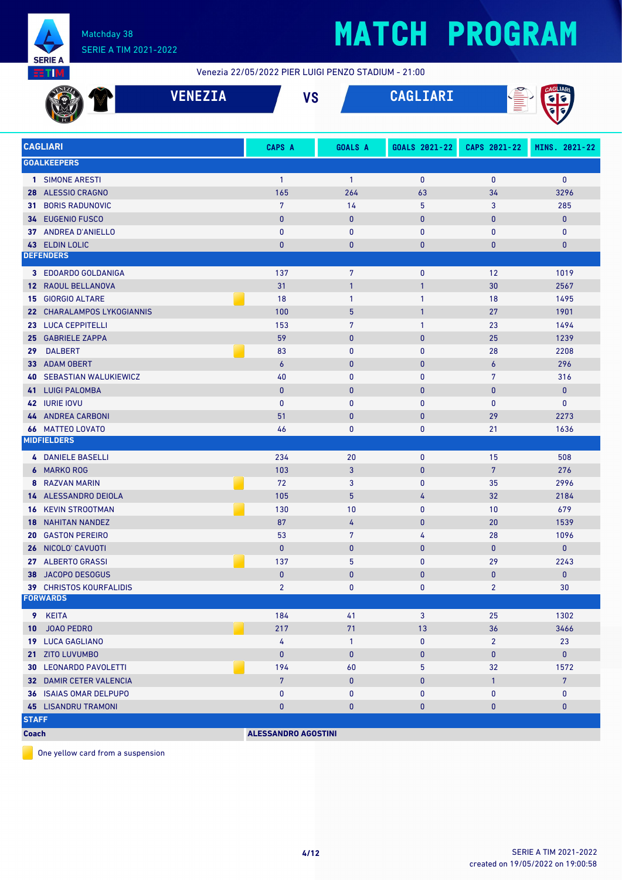# MATCH PROGRAM

Matchday 38
SERIE A TIM 2021-2022

Venezia 22/05/2022 PIER LUIGI PENZO STADIUM - 21:00

## VENEZIA VS CAGLIARI

| CAGLIARI | | CAPS A | GOALS A | GOALS 2021-22 | CAPS 2021-22 | MINS. 2021-22 |
|---|---|---|---|---|---|---|
| **GOALKEEPERS** | | | | | | |
| 1 | SIMONE ARESTI | 1 | 1 | 0 | 0 | 0 |
| 28 | ALESSIO CRAGNO | 165 | 264 | 63 | 34 | 3296 |
| 31 | BORIS RADUNOVIC | 7 | 14 | 5 | 3 | 285 |
| 34 | EUGENIO FUSCO | 0 | 0 | 0 | 0 | 0 |
| 37 | ANDREA D'ANIELLO | 0 | 0 | 0 | 0 | 0 |
| 43 | ELDIN LOLIC | 0 | 0 | 0 | 0 | 0 |
| **DEFENDERS** | | | | | | |
| 3 | EDOARDO GOLDANIGA | 137 | 7 | 0 | 12 | 1019 |
| 12 | RAOUL BELLANOVA | 31 | 1 | 1 | 30 | 2567 |
| 15 | GIORGIO ALTARE 🟨 | 18 | 1 | 1 | 18 | 1495 |
| 22 | CHARALAMPOS LYKOGIANNIS | 100 | 5 | 1 | 27 | 1901 |
| 23 | LUCA CEPPITELLI | 153 | 7 | 1 | 23 | 1494 |
| 25 | GABRIELE ZAPPA | 59 | 0 | 0 | 25 | 1239 |
| 29 | DALBERT 🟨 | 83 | 0 | 0 | 28 | 2208 |
| 33 | ADAM OBERT | 6 | 0 | 0 | 6 | 296 |
| 40 | SEBASTIAN WALUKIEWICZ | 40 | 0 | 0 | 7 | 316 |
| 41 | LUIGI PALOMBA | 0 | 0 | 0 | 0 | 0 |
| 42 | IURIE IOVU | 0 | 0 | 0 | 0 | 0 |
| 44 | ANDREA CARBONI | 51 | 0 | 0 | 29 | 2273 |
| 66 | MATTEO LOVATO | 46 | 0 | 0 | 21 | 1636 |
| **MIDFIELDERS** | | | | | | |
| 4 | DANIELE BASELLI | 234 | 20 | 0 | 15 | 508 |
| 6 | MARKO ROG | 103 | 3 | 0 | 7 | 276 |
| 8 | RAZVAN MARIN 🟨 | 72 | 3 | 0 | 35 | 2996 |
| 14 | ALESSANDRO DEIOLA | 105 | 5 | 4 | 32 | 2184 |
| 16 | KEVIN STROOTMAN 🟨 | 130 | 10 | 0 | 10 | 679 |
| 18 | NAHITAN NANDEZ | 87 | 4 | 0 | 20 | 1539 |
| 20 | GASTON PEREIRO | 53 | 7 | 4 | 28 | 1096 |
| 26 | NICOLO' CAVUOTI | 0 | 0 | 0 | 0 | 0 |
| 27 | ALBERTO GRASSI 🟨 | 137 | 5 | 0 | 29 | 2243 |
| 38 | JACOPO DESOGUS | 0 | 0 | 0 | 0 | 0 |
| 39 | CHRISTOS KOURFALIDIS | 2 | 0 | 0 | 2 | 30 |
| **FORWARDS** | | | | | | |
| 9 | KEITA | 184 | 41 | 3 | 25 | 1302 |
| 10 | JOAO PEDRO 🟨 | 217 | 71 | 13 | 36 | 3466 |
| 19 | LUCA GAGLIANO | 4 | 1 | 0 | 2 | 23 |
| 21 | ZITO LUVUMBO | 0 | 0 | 0 | 0 | 0 |
| 30 | LEONARDO PAVOLETTI 🟨 | 194 | 60 | 5 | 32 | 1572 |
| 32 | DAMIR CETER VALENCIA | 7 | 0 | 0 | 1 | 7 |
| 36 | ISAIAS OMAR DELPUPO | 0 | 0 | 0 | 0 | 0 |
| 45 | LISANDRU TRAMONI | 0 | 0 | 0 | 0 | 0 |
| **STAFF** | | | | | | |
| **Coach** | | **ALESSANDRO AGOSTINI** | | | | |

🟨 One yellow card from a suspension

SERIE A TIM 2021-2022
created on 19/05/2022 on 19:00:58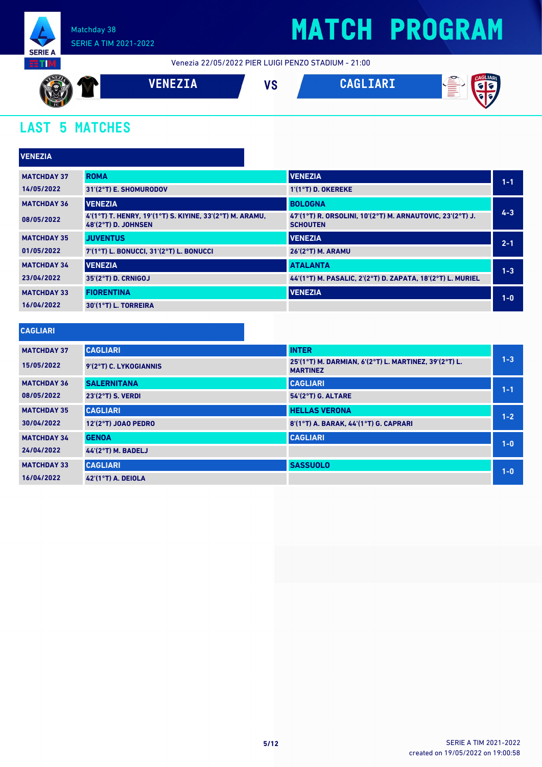Matchday 38
SERIE A TIM 2021-2022

# MATCH PROGRAM

Venezia 22/05/2022 PIER LUIGI PENZO STADIUM - 21:00

**VENEZIA** VS **CAGLIARI**

## LAST 5 MATCHES

### VENEZIA

| Matchday | Home | Away | Score |
|---|---|---|---|
| MATCHDAY 37<br>14/05/2022 | ROMA<br>31'(2°T) E. SHOMURODOV | VENEZIA<br>1'(1°T) D. OKEREKE | 1-1 |
| MATCHDAY 36<br>08/05/2022 | VENEZIA<br>4'(1°T) T. HENRY, 19'(1°T) S. KIYINE, 33'(2°T) M. ARAMU, 48'(2°T) D. JOHNSEN | BOLOGNA<br>47'(1°T) R. ORSOLINI, 10'(2°T) M. ARNAUTOVIC, 23'(2°T) J. SCHOUTEN | 4-3 |
| MATCHDAY 35<br>01/05/2022 | JUVENTUS<br>7'(1°T) L. BONUCCI, 31'(2°T) L. BONUCCI | VENEZIA<br>26'(2°T) M. ARAMU | 2-1 |
| MATCHDAY 34<br>23/04/2022 | VENEZIA<br>35'(2°T) D. CRNIGOJ | ATALANTA<br>44'(1°T) M. PASALIC, 2'(2°T) D. ZAPATA, 18'(2°T) L. MURIEL | 1-3 |
| MATCHDAY 33<br>16/04/2022 | FIORENTINA<br>30'(1°T) L. TORREIRA | VENEZIA | 1-0 |

### CAGLIARI

| Matchday | Home | Away | Score |
|---|---|---|---|
| MATCHDAY 37<br>15/05/2022 | CAGLIARI<br>9'(2°T) C. LYKOGIANNIS | INTER<br>25'(1°T) M. DARMIAN, 6'(2°T) L. MARTINEZ, 39'(2°T) L. MARTINEZ | 1-3 |
| MATCHDAY 36<br>08/05/2022 | SALERNITANA<br>23'(2°T) S. VERDI | CAGLIARI<br>54'(2°T) G. ALTARE | 1-1 |
| MATCHDAY 35<br>30/04/2022 | CAGLIARI<br>12'(2°T) JOAO PEDRO | HELLAS VERONA<br>8'(1°T) A. BARAK, 44'(1°T) G. CAPRARI | 1-2 |
| MATCHDAY 34<br>24/04/2022 | GENOA<br>44'(2°T) M. BADELJ | CAGLIARI | 1-0 |
| MATCHDAY 33<br>16/04/2022 | CAGLIARI<br>42'(1°T) A. DEIOLA | SASSUOLO | 1-0 |

SERIE A TIM 2021-2022
created on 19/05/2022 on 19:00:58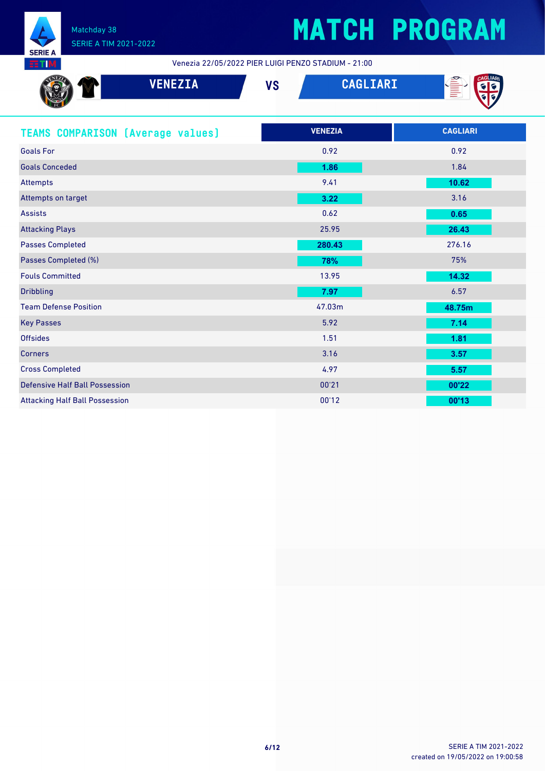# MATCH PROGRAM

Matchday 38
SERIE A TIM 2021-2022

Venezia 22/05/2022 PIER LUIGI PENZO STADIUM - 21:00

**VENEZIA** VS **CAGLIARI**

## TEAMS COMPARISON (Average values)

| | VENEZIA | CAGLIARI |
|---|---|---|
| Goals For | 0.92 | 0.92 |
| Goals Conceded | **1.86** | 1.84 |
| Attempts | 9.41 | **10.62** |
| Attempts on target | **3.22** | 3.16 |
| Assists | 0.62 | **0.65** |
| Attacking Plays | 25.95 | **26.43** |
| Passes Completed | **280.43** | 276.16 |
| Passes Completed (%) | **78%** | 75% |
| Fouls Committed | 13.95 | **14.32** |
| Dribbling | **7.97** | 6.57 |
| Team Defense Position | 47.03m | **48.75m** |
| Key Passes | 5.92 | **7.14** |
| Offsides | 1.51 | **1.81** |
| Corners | 3.16 | **3.57** |
| Cross Completed | 4.97 | **5.57** |
| Defensive Half Ball Possession | 00'21 | **00'22** |
| Attacking Half Ball Possession | 00'12 | **00'13** |

SERIE A TIM 2021-2022
created on 19/05/2022 on 19:00:58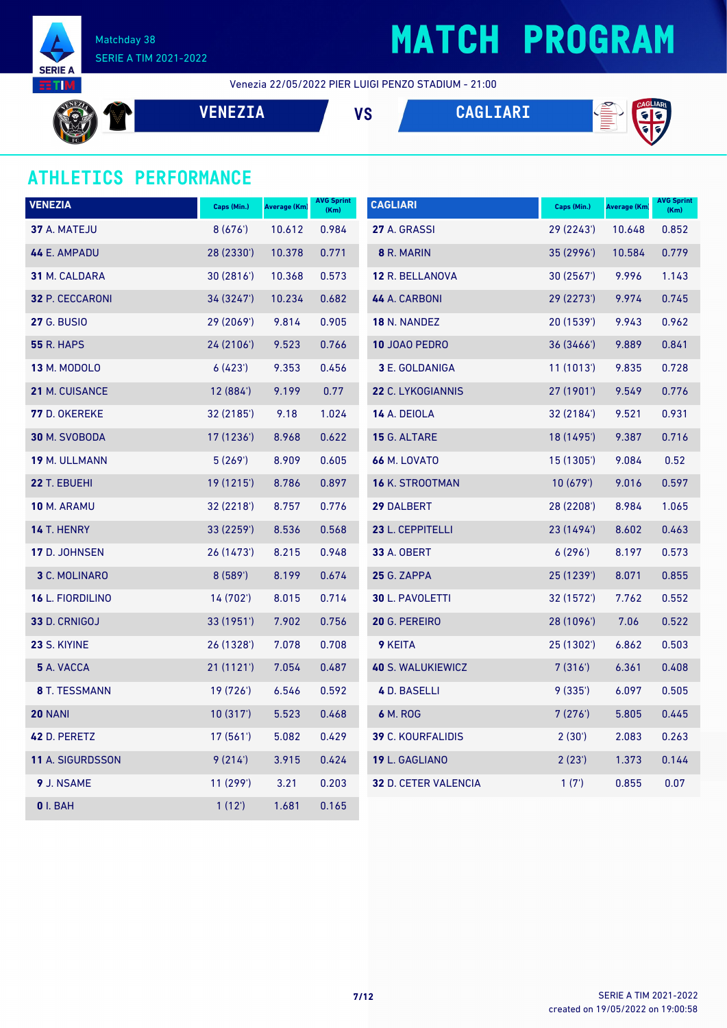Matchday 38
SERIE A TIM 2021-2022

# MATCH PROGRAM

Venezia 22/05/2022 PIER LUIGI PENZO STADIUM - 21:00

**VENEZIA** VS **CAGLIARI**

## ATHLETICS PERFORMANCE

| VENEZIA | Caps (Min.) | Average (Km) | AVG Sprint (Km) |
|---|---|---|---|
| **37** A. MATEJU | 8 (676') | 10.612 | 0.984 |
| **44** E. AMPADU | 28 (2330') | 10.378 | 0.771 |
| **31** M. CALDARA | 30 (2816') | 10.368 | 0.573 |
| **32** P. CECCARONI | 34 (3247') | 10.234 | 0.682 |
| **27** G. BUSIO | 29 (2069') | 9.814 | 0.905 |
| **55** R. HAPS | 24 (2106') | 9.523 | 0.766 |
| **13** M. MODOLO | 6 (423') | 9.353 | 0.456 |
| **21** M. CUISANCE | 12 (884') | 9.199 | 0.77 |
| **77** D. OKEREKE | 32 (2185') | 9.18 | 1.024 |
| **30** M. SVOBODA | 17 (1236') | 8.968 | 0.622 |
| **19** M. ULLMANN | 5 (269') | 8.909 | 0.605 |
| **22** T. EBUEHI | 19 (1215') | 8.786 | 0.897 |
| **10** M. ARAMU | 32 (2218') | 8.757 | 0.776 |
| **14** T. HENRY | 33 (2259') | 8.536 | 0.568 |
| **17** D. JOHNSEN | 26 (1473') | 8.215 | 0.948 |
| **3** C. MOLINARO | 8 (589') | 8.199 | 0.674 |
| **16** L. FIORDILINO | 14 (702') | 8.015 | 0.714 |
| **33** D. CRNIGOJ | 33 (1951') | 7.902 | 0.756 |
| **23** S. KIYINE | 26 (1328') | 7.078 | 0.708 |
| **5** A. VACCA | 21 (1121') | 7.054 | 0.487 |
| **8** T. TESSMANN | 19 (726') | 6.546 | 0.592 |
| **20** NANI | 10 (317') | 5.523 | 0.468 |
| **42** D. PERETZ | 17 (561') | 5.082 | 0.429 |
| **11** A. SIGURDSSON | 9 (214') | 3.915 | 0.424 |
| **9** J. NSAME | 11 (299') | 3.21 | 0.203 |
| **0** I. BAH | 1 (12') | 1.681 | 0.165 |

| CAGLIARI | Caps (Min.) | Average (Km) | AVG Sprint (Km) |
|---|---|---|---|
| **27** A. GRASSI | 29 (2243') | 10.648 | 0.852 |
| **8** R. MARIN | 35 (2996') | 10.584 | 0.779 |
| **12** R. BELLANOVA | 30 (2567') | 9.996 | 1.143 |
| **44** A. CARBONI | 29 (2273') | 9.974 | 0.745 |
| **18** N. NANDEZ | 20 (1539') | 9.943 | 0.962 |
| **10** JOAO PEDRO | 36 (3466') | 9.889 | 0.841 |
| **3** E. GOLDANIGA | 11 (1013') | 9.835 | 0.728 |
| **22** C. LYKOGIANNIS | 27 (1901') | 9.549 | 0.776 |
| **14** A. DEIOLA | 32 (2184') | 9.521 | 0.931 |
| **15** G. ALTARE | 18 (1495') | 9.387 | 0.716 |
| **66** M. LOVATO | 15 (1305') | 9.084 | 0.52 |
| **16** K. STROOTMAN | 10 (679') | 9.016 | 0.597 |
| **29** DALBERT | 28 (2208') | 8.984 | 1.065 |
| **23** L. CEPPITELLI | 23 (1494') | 8.602 | 0.463 |
| **33** A. OBERT | 6 (296') | 8.197 | 0.573 |
| **25** G. ZAPPA | 25 (1239') | 8.071 | 0.855 |
| **30** L. PAVOLETTI | 32 (1572') | 7.762 | 0.552 |
| **20** G. PEREIRO | 28 (1096') | 7.06 | 0.522 |
| **9** KEITA | 25 (1302') | 6.862 | 0.503 |
| **40** S. WALUKIEWICZ | 7 (316') | 6.361 | 0.408 |
| **4** D. BASELLI | 9 (335') | 6.097 | 0.505 |
| **6** M. ROG | 7 (276') | 5.805 | 0.445 |
| **39** C. KOURFALIDIS | 2 (30') | 2.083 | 0.263 |
| **19** L. GAGLIANO | 2 (23') | 1.373 | 0.144 |
| **32** D. CETER VALENCIA | 1 (7') | 0.855 | 0.07 |

SERIE A TIM 2021-2022
created on 19/05/2022 on 19:00:58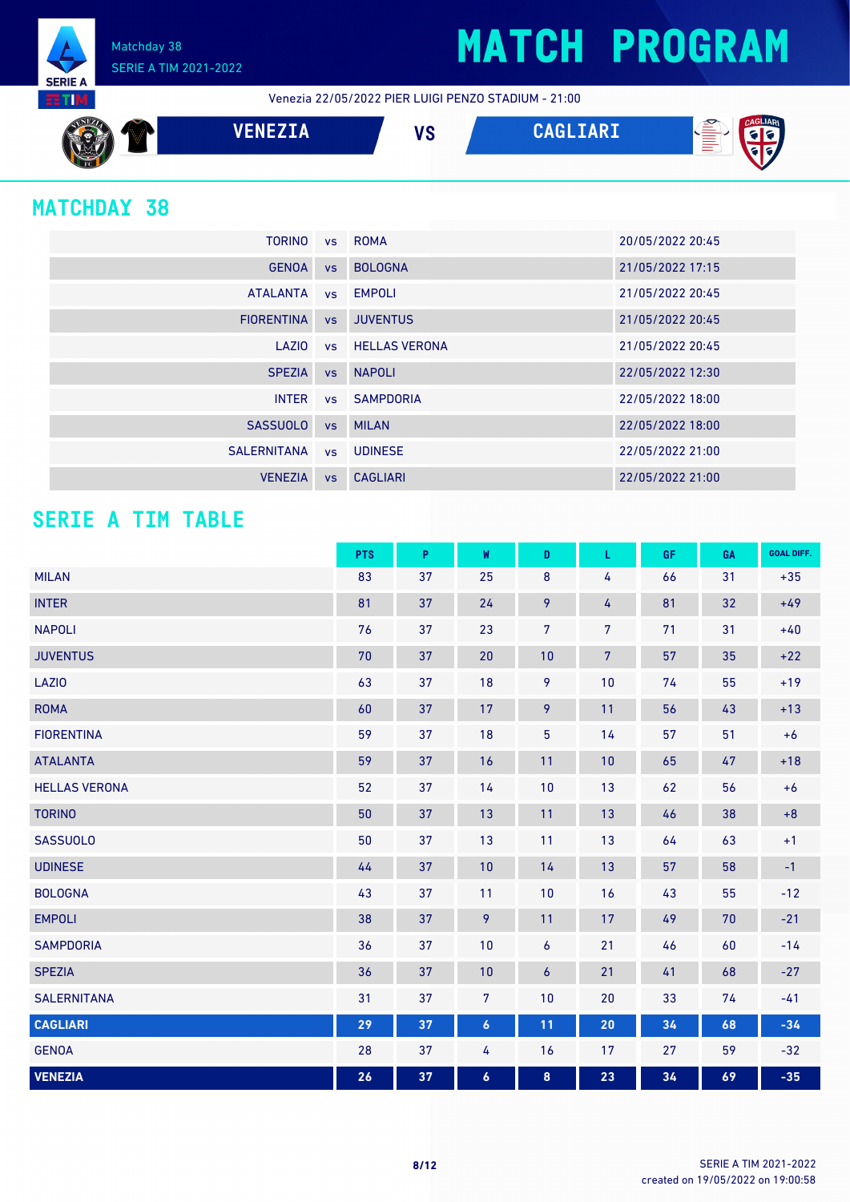Matchday 38
SERIE A TIM 2021-2022

# MATCH PROGRAM

Venezia 22/05/2022 PIER LUIGI PENZO STADIUM - 21:00

**VENEZIA** VS **CAGLIARI**

## MATCHDAY 38

| | | | |
|---|---|---|---|
| TORINO | vs | ROMA | 20/05/2022 20:45 |
| GENOA | vs | BOLOGNA | 21/05/2022 17:15 |
| ATALANTA | vs | EMPOLI | 21/05/2022 20:45 |
| FIORENTINA | vs | JUVENTUS | 21/05/2022 20:45 |
| LAZIO | vs | HELLAS VERONA | 21/05/2022 20:45 |
| SPEZIA | vs | NAPOLI | 22/05/2022 12:30 |
| INTER | vs | SAMPDORIA | 22/05/2022 18:00 |
| SASSUOLO | vs | MILAN | 22/05/2022 18:00 |
| SALERNITANA | vs | UDINESE | 22/05/2022 21:00 |
| VENEZIA | vs | CAGLIARI | 22/05/2022 21:00 |

## SERIE A TIM TABLE

| | PTS | P | W | D | L | GF | GA | GOAL DIFF. |
|---|---|---|---|---|---|---|---|---|
| MILAN | 83 | 37 | 25 | 8 | 4 | 66 | 31 | +35 |
| INTER | 81 | 37 | 24 | 9 | 4 | 81 | 32 | +49 |
| NAPOLI | 76 | 37 | 23 | 7 | 7 | 71 | 31 | +40 |
| JUVENTUS | 70 | 37 | 20 | 10 | 7 | 57 | 35 | +22 |
| LAZIO | 63 | 37 | 18 | 9 | 10 | 74 | 55 | +19 |
| ROMA | 60 | 37 | 17 | 9 | 11 | 56 | 43 | +13 |
| FIORENTINA | 59 | 37 | 18 | 5 | 14 | 57 | 51 | +6 |
| ATALANTA | 59 | 37 | 16 | 11 | 10 | 65 | 47 | +18 |
| HELLAS VERONA | 52 | 37 | 14 | 10 | 13 | 62 | 56 | +6 |
| TORINO | 50 | 37 | 13 | 11 | 13 | 46 | 38 | +8 |
| SASSUOLO | 50 | 37 | 13 | 11 | 13 | 64 | 63 | +1 |
| UDINESE | 44 | 37 | 10 | 14 | 13 | 57 | 58 | -1 |
| BOLOGNA | 43 | 37 | 11 | 10 | 16 | 43 | 55 | -12 |
| EMPOLI | 38 | 37 | 9 | 11 | 17 | 49 | 70 | -21 |
| SAMPDORIA | 36 | 37 | 10 | 6 | 21 | 46 | 60 | -14 |
| SPEZIA | 36 | 37 | 10 | 6 | 21 | 41 | 68 | -27 |
| SALERNITANA | 31 | 37 | 7 | 10 | 20 | 33 | 74 | -41 |
| **CAGLIARI** | **29** | **37** | **6** | **11** | **20** | **34** | **68** | **-34** |
| GENOA | 28 | 37 | 4 | 16 | 17 | 27 | 59 | -32 |
| **VENEZIA** | **26** | **37** | **6** | **8** | **23** | **34** | **69** | **-35** |

SERIE A TIM 2021-2022
created on 19/05/2022 on 19:00:58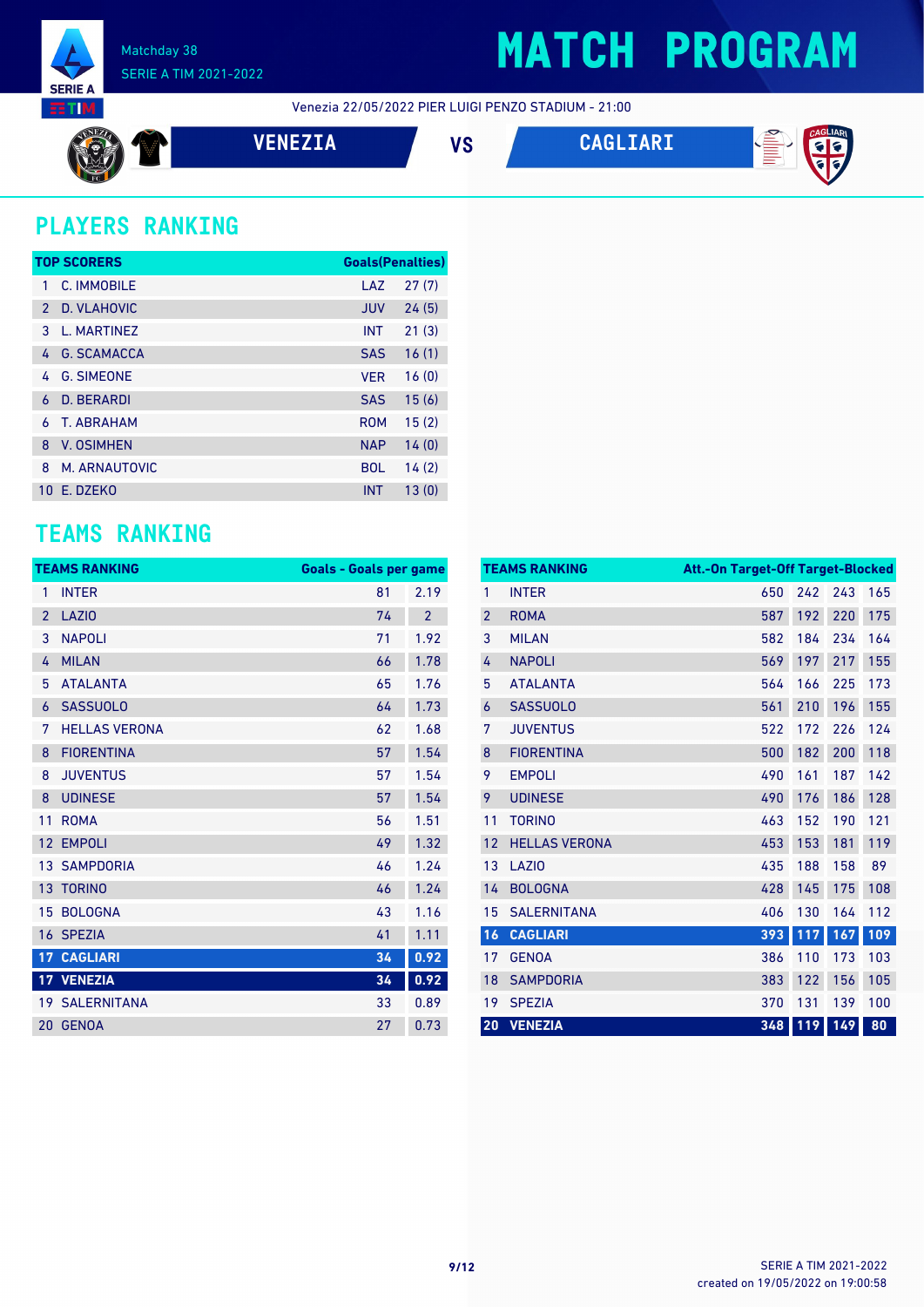Matchday 38
SERIE A TIM 2021-2022

# MATCH PROGRAM

Venezia 22/05/2022 PIER LUIGI PENZO STADIUM - 21:00

**VENEZIA** VS **CAGLIARI**

## PLAYERS RANKING

| TOP SCORERS | | | Goals(Penalties) |
|---|---|---|---|
| 1 | C. IMMOBILE | LAZ | 27 (7) |
| 2 | D. VLAHOVIC | JUV | 24 (5) |
| 3 | L. MARTINEZ | INT | 21 (3) |
| 4 | G. SCAMACCA | SAS | 16 (1) |
| 4 | G. SIMEONE | VER | 16 (0) |
| 6 | D. BERARDI | SAS | 15 (6) |
| 6 | T. ABRAHAM | ROM | 15 (2) |
| 8 | V. OSIMHEN | NAP | 14 (0) |
| 8 | M. ARNAUTOVIC | BOL | 14 (2) |
| 10 | E. DZEKO | INT | 13 (0) |

## TEAMS RANKING

| TEAMS RANKING | | Goals | Goals per game |
|---|---|---|---|
| 1 | INTER | 81 | 2.19 |
| 2 | LAZIO | 74 | 2 |
| 3 | NAPOLI | 71 | 1.92 |
| 4 | MILAN | 66 | 1.78 |
| 5 | ATALANTA | 65 | 1.76 |
| 6 | SASSUOLO | 64 | 1.73 |
| 7 | HELLAS VERONA | 62 | 1.68 |
| 8 | FIORENTINA | 57 | 1.54 |
| 8 | JUVENTUS | 57 | 1.54 |
| 8 | UDINESE | 57 | 1.54 |
| 11 | ROMA | 56 | 1.51 |
| 12 | EMPOLI | 49 | 1.32 |
| 13 | SAMPDORIA | 46 | 1.24 |
| 13 | TORINO | 46 | 1.24 |
| 15 | BOLOGNA | 43 | 1.16 |
| 16 | SPEZIA | 41 | 1.11 |
| 17 | CAGLIARI | 34 | 0.92 |
| 17 | VENEZIA | 34 | 0.92 |
| 19 | SALERNITANA | 33 | 0.89 |
| 20 | GENOA | 27 | 0.73 |

| TEAMS RANKING | | Att. | On Target | Off Target | Blocked |
|---|---|---|---|---|---|
| 1 | INTER | 650 | 242 | 243 | 165 |
| 2 | ROMA | 587 | 192 | 220 | 175 |
| 3 | MILAN | 582 | 184 | 234 | 164 |
| 4 | NAPOLI | 569 | 197 | 217 | 155 |
| 5 | ATALANTA | 564 | 166 | 225 | 173 |
| 6 | SASSUOLO | 561 | 210 | 196 | 155 |
| 7 | JUVENTUS | 522 | 172 | 226 | 124 |
| 8 | FIORENTINA | 500 | 182 | 200 | 118 |
| 9 | EMPOLI | 490 | 161 | 187 | 142 |
| 9 | UDINESE | 490 | 176 | 186 | 128 |
| 11 | TORINO | 463 | 152 | 190 | 121 |
| 12 | HELLAS VERONA | 453 | 153 | 181 | 119 |
| 13 | LAZIO | 435 | 188 | 158 | 89 |
| 14 | BOLOGNA | 428 | 145 | 175 | 108 |
| 15 | SALERNITANA | 406 | 130 | 164 | 112 |
| 16 | CAGLIARI | 393 | 117 | 167 | 109 |
| 17 | GENOA | 386 | 110 | 173 | 103 |
| 18 | SAMPDORIA | 383 | 122 | 156 | 105 |
| 19 | SPEZIA | 370 | 131 | 139 | 100 |
| 20 | VENEZIA | 348 | 119 | 149 | 80 |

SERIE A TIM 2021-2022
created on 19/05/2022 on 19:00:58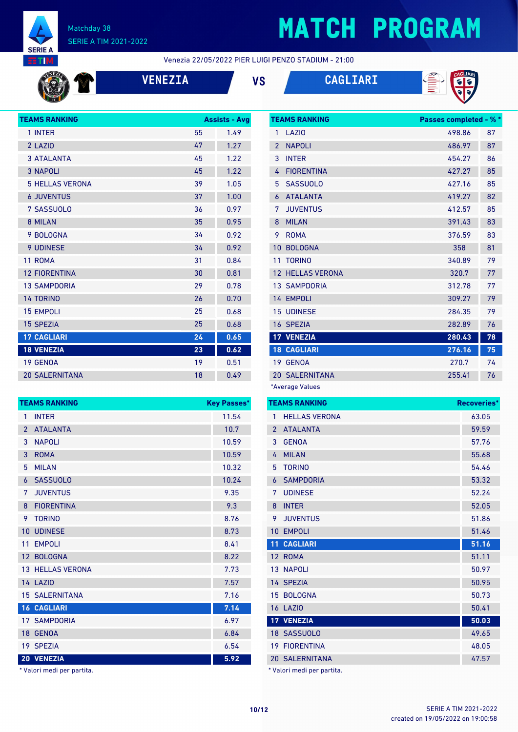# MATCH PROGRAM

Matchday 38
SERIE A TIM 2021-2022

Venezia 22/05/2022 PIER LUIGI PENZO STADIUM - 21:00

**VENEZIA** VS **CAGLIARI**

| TEAMS RANKING | Assists | Avg |
|---|---|---|
| 1 INTER | 55 | 1.49 |
| 2 LAZIO | 47 | 1.27 |
| 3 ATALANTA | 45 | 1.22 |
| 3 NAPOLI | 45 | 1.22 |
| 5 HELLAS VERONA | 39 | 1.05 |
| 6 JUVENTUS | 37 | 1.00 |
| 7 SASSUOLO | 36 | 0.97 |
| 8 MILAN | 35 | 0.95 |
| 9 BOLOGNA | 34 | 0.92 |
| 9 UDINESE | 34 | 0.92 |
| 11 ROMA | 31 | 0.84 |
| 12 FIORENTINA | 30 | 0.81 |
| 13 SAMPDORIA | 29 | 0.78 |
| 14 TORINO | 26 | 0.70 |
| 15 EMPOLI | 25 | 0.68 |
| 15 SPEZIA | 25 | 0.68 |
| **17 CAGLIARI** | **24** | **0.65** |
| **18 VENEZIA** | **23** | **0.62** |
| 19 GENOA | 19 | 0.51 |
| 20 SALERNITANA | 18 | 0.49 |

| TEAMS RANKING | Passes completed* | %* |
|---|---|---|
| 1 LAZIO | 498.86 | 87 |
| 2 NAPOLI | 486.97 | 87 |
| 3 INTER | 454.27 | 86 |
| 4 FIORENTINA | 427.27 | 85 |
| 5 SASSUOLO | 427.16 | 85 |
| 6 ATALANTA | 419.27 | 82 |
| 7 JUVENTUS | 412.57 | 85 |
| 8 MILAN | 391.43 | 83 |
| 9 ROMA | 376.59 | 83 |
| 10 BOLOGNA | 358 | 81 |
| 11 TORINO | 340.89 | 79 |
| 12 HELLAS VERONA | 320.7 | 77 |
| 13 SAMPDORIA | 312.78 | 77 |
| 14 EMPOLI | 309.27 | 79 |
| 15 UDINESE | 284.35 | 79 |
| 16 SPEZIA | 282.89 | 76 |
| **17 VENEZIA** | **280.43** | **78** |
| **18 CAGLIARI** | **276.16** | **75** |
| 19 GENOA | 270.7 | 74 |
| 20 SALERNITANA | 255.41 | 76 |

*Average Values

| TEAMS RANKING | Key Passes* |
|---|---|
| 1 INTER | 11.54 |
| 2 ATALANTA | 10.7 |
| 3 NAPOLI | 10.59 |
| 3 ROMA | 10.59 |
| 5 MILAN | 10.32 |
| 6 SASSUOLO | 10.24 |
| 7 JUVENTUS | 9.35 |
| 8 FIORENTINA | 9.3 |
| 9 TORINO | 8.76 |
| 10 UDINESE | 8.73 |
| 11 EMPOLI | 8.41 |
| 12 BOLOGNA | 8.22 |
| 13 HELLAS VERONA | 7.73 |
| 14 LAZIO | 7.57 |
| 15 SALERNITANA | 7.16 |
| **16 CAGLIARI** | **7.14** |
| 17 SAMPDORIA | 6.97 |
| 18 GENOA | 6.84 |
| 19 SPEZIA | 6.54 |
| **20 VENEZIA** | **5.92** |

* Valori medi per partita.

| TEAMS RANKING | Recoveries* |
|---|---|
| 1 HELLAS VERONA | 63.05 |
| 2 ATALANTA | 59.59 |
| 3 GENOA | 57.76 |
| 4 MILAN | 55.68 |
| 5 TORINO | 54.46 |
| 6 SAMPDORIA | 53.32 |
| 7 UDINESE | 52.24 |
| 8 INTER | 52.05 |
| 9 JUVENTUS | 51.86 |
| 10 EMPOLI | 51.46 |
| **11 CAGLIARI** | **51.16** |
| 12 ROMA | 51.11 |
| 13 NAPOLI | 50.97 |
| 14 SPEZIA | 50.95 |
| 15 BOLOGNA | 50.73 |
| 16 LAZIO | 50.41 |
| **17 VENEZIA** | **50.03** |
| 18 SASSUOLO | 49.65 |
| 19 FIORENTINA | 48.05 |
| 20 SALERNITANA | 47.57 |

* Valori medi per partita.

SERIE A TIM 2021-2022
created on 19/05/2022 on 19:00:58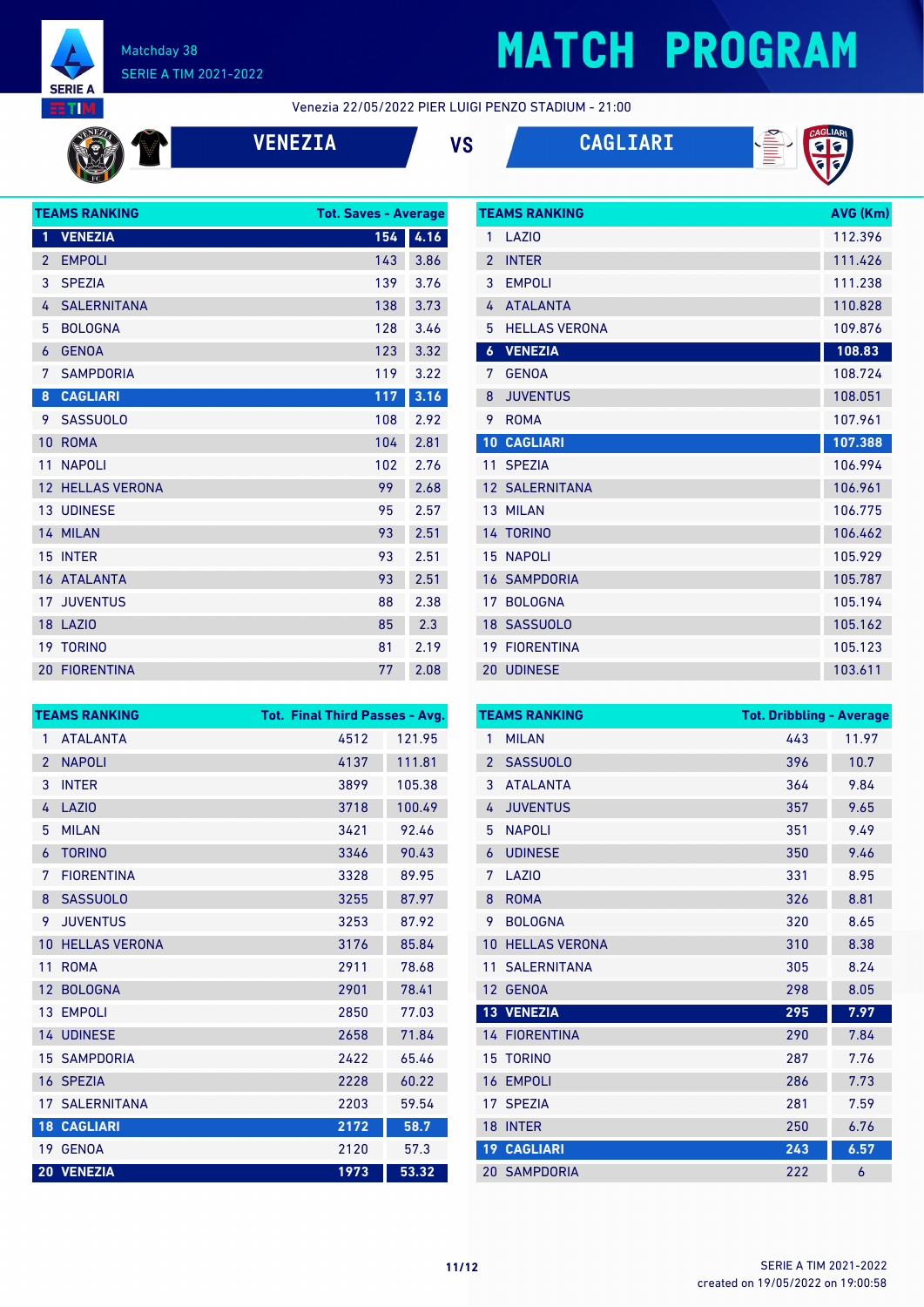# MATCH PROGRAM

Matchday 38
SERIE A TIM 2021-2022

Venezia 22/05/2022 PIER LUIGI PENZO STADIUM - 21:00

**VENEZIA** VS **CAGLIARI**

| TEAMS RANKING | | Tot. Saves | Average |
|---|---|---|---|
| 1 | VENEZIA | 154 | 4.16 |
| 2 | EMPOLI | 143 | 3.86 |
| 3 | SPEZIA | 139 | 3.76 |
| 4 | SALERNITANA | 138 | 3.73 |
| 5 | BOLOGNA | 128 | 3.46 |
| 6 | GENOA | 123 | 3.32 |
| 7 | SAMPDORIA | 119 | 3.22 |
| 8 | CAGLIARI | 117 | 3.16 |
| 9 | SASSUOLO | 108 | 2.92 |
| 10 | ROMA | 104 | 2.81 |
| 11 | NAPOLI | 102 | 2.76 |
| 12 | HELLAS VERONA | 99 | 2.68 |
| 13 | UDINESE | 95 | 2.57 |
| 14 | MILAN | 93 | 2.51 |
| 15 | INTER | 93 | 2.51 |
| 16 | ATALANTA | 93 | 2.51 |
| 17 | JUVENTUS | 88 | 2.38 |
| 18 | LAZIO | 85 | 2.3 |
| 19 | TORINO | 81 | 2.19 |
| 20 | FIORENTINA | 77 | 2.08 |

| TEAMS RANKING | | AVG (Km) |
|---|---|---|
| 1 | LAZIO | 112.396 |
| 2 | INTER | 111.426 |
| 3 | EMPOLI | 111.238 |
| 4 | ATALANTA | 110.828 |
| 5 | HELLAS VERONA | 109.876 |
| 6 | VENEZIA | 108.83 |
| 7 | GENOA | 108.724 |
| 8 | JUVENTUS | 108.051 |
| 9 | ROMA | 107.961 |
| 10 | CAGLIARI | 107.388 |
| 11 | SPEZIA | 106.994 |
| 12 | SALERNITANA | 106.961 |
| 13 | MILAN | 106.775 |
| 14 | TORINO | 106.462 |
| 15 | NAPOLI | 105.929 |
| 16 | SAMPDORIA | 105.787 |
| 17 | BOLOGNA | 105.194 |
| 18 | SASSUOLO | 105.162 |
| 19 | FIORENTINA | 105.123 |
| 20 | UDINESE | 103.611 |

| TEAMS RANKING | | Tot. Final Third Passes | Avg. |
|---|---|---|---|
| 1 | ATALANTA | 4512 | 121.95 |
| 2 | NAPOLI | 4137 | 111.81 |
| 3 | INTER | 3899 | 105.38 |
| 4 | LAZIO | 3718 | 100.49 |
| 5 | MILAN | 3421 | 92.46 |
| 6 | TORINO | 3346 | 90.43 |
| 7 | FIORENTINA | 3328 | 89.95 |
| 8 | SASSUOLO | 3255 | 87.97 |
| 9 | JUVENTUS | 3253 | 87.92 |
| 10 | HELLAS VERONA | 3176 | 85.84 |
| 11 | ROMA | 2911 | 78.68 |
| 12 | BOLOGNA | 2901 | 78.41 |
| 13 | EMPOLI | 2850 | 77.03 |
| 14 | UDINESE | 2658 | 71.84 |
| 15 | SAMPDORIA | 2422 | 65.46 |
| 16 | SPEZIA | 2228 | 60.22 |
| 17 | SALERNITANA | 2203 | 59.54 |
| 18 | CAGLIARI | 2172 | 58.7 |
| 19 | GENOA | 2120 | 57.3 |
| 20 | VENEZIA | 1973 | 53.32 |

| TEAMS RANKING | | Tot. Dribbling | Average |
|---|---|---|---|
| 1 | MILAN | 443 | 11.97 |
| 2 | SASSUOLO | 396 | 10.7 |
| 3 | ATALANTA | 364 | 9.84 |
| 4 | JUVENTUS | 357 | 9.65 |
| 5 | NAPOLI | 351 | 9.49 |
| 6 | UDINESE | 350 | 9.46 |
| 7 | LAZIO | 331 | 8.95 |
| 8 | ROMA | 326 | 8.81 |
| 9 | BOLOGNA | 320 | 8.65 |
| 10 | HELLAS VERONA | 310 | 8.38 |
| 11 | SALERNITANA | 305 | 8.24 |
| 12 | GENOA | 298 | 8.05 |
| 13 | VENEZIA | 295 | 7.97 |
| 14 | FIORENTINA | 290 | 7.84 |
| 15 | TORINO | 287 | 7.76 |
| 16 | EMPOLI | 286 | 7.73 |
| 17 | SPEZIA | 281 | 7.59 |
| 18 | INTER | 250 | 6.76 |
| 19 | CAGLIARI | 243 | 6.57 |
| 20 | SAMPDORIA | 222 | 6 |

SERIE A TIM 2021-2022
created on 19/05/2022 on 19:00:58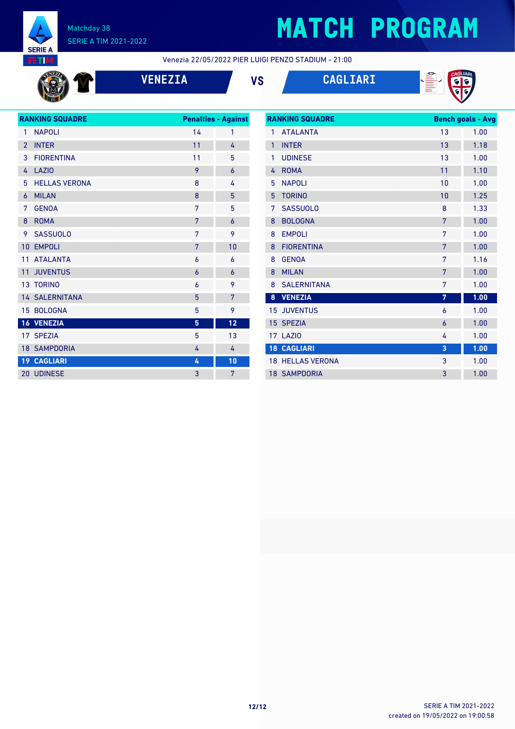# MATCH PROGRAM

Matchday 38
SERIE A TIM 2021-2022

Venezia 22/05/2022 PIER LUIGI PENZO STADIUM - 21:00

**VENEZIA** VS **CAGLIARI**

| RANKING SQUADRE | | Penalties | Against |
|---|---|---|---|
| 1 | NAPOLI | 14 | 1 |
| 2 | INTER | 11 | 4 |
| 3 | FIORENTINA | 11 | 5 |
| 4 | LAZIO | 9 | 6 |
| 5 | HELLAS VERONA | 8 | 4 |
| 6 | MILAN | 8 | 5 |
| 7 | GENOA | 7 | 5 |
| 8 | ROMA | 7 | 6 |
| 9 | SASSUOLO | 7 | 9 |
| 10 | EMPOLI | 7 | 10 |
| 11 | ATALANTA | 6 | 6 |
| 11 | JUVENTUS | 6 | 6 |
| 13 | TORINO | 6 | 9 |
| 14 | SALERNITANA | 5 | 7 |
| 15 | BOLOGNA | 5 | 9 |
| **16** | **VENEZIA** | **5** | **12** |
| 17 | SPEZIA | 5 | 13 |
| 18 | SAMPDORIA | 4 | 4 |
| **19** | **CAGLIARI** | **4** | **10** |
| 20 | UDINESE | 3 | 7 |

| RANKING SQUADRE | | Bench goals | Avg |
|---|---|---|---|
| 1 | ATALANTA | 13 | 1.00 |
| 1 | INTER | 13 | 1.18 |
| 1 | UDINESE | 13 | 1.00 |
| 4 | ROMA | 11 | 1.10 |
| 5 | NAPOLI | 10 | 1.00 |
| 5 | TORINO | 10 | 1.25 |
| 7 | SASSUOLO | 8 | 1.33 |
| 8 | BOLOGNA | 7 | 1.00 |
| 8 | EMPOLI | 7 | 1.00 |
| 8 | FIORENTINA | 7 | 1.00 |
| 8 | GENOA | 7 | 1.16 |
| 8 | MILAN | 7 | 1.00 |
| 8 | SALERNITANA | 7 | 1.00 |
| **8** | **VENEZIA** | **7** | **1.00** |
| 15 | JUVENTUS | 6 | 1.00 |
| 15 | SPEZIA | 6 | 1.00 |
| 17 | LAZIO | 4 | 1.00 |
| **18** | **CAGLIARI** | **3** | **1.00** |
| 18 | HELLAS VERONA | 3 | 1.00 |
| 18 | SAMPDORIA | 3 | 1.00 |

SERIE A TIM 2021-2022
created on 19/05/2022 on 19:00:58